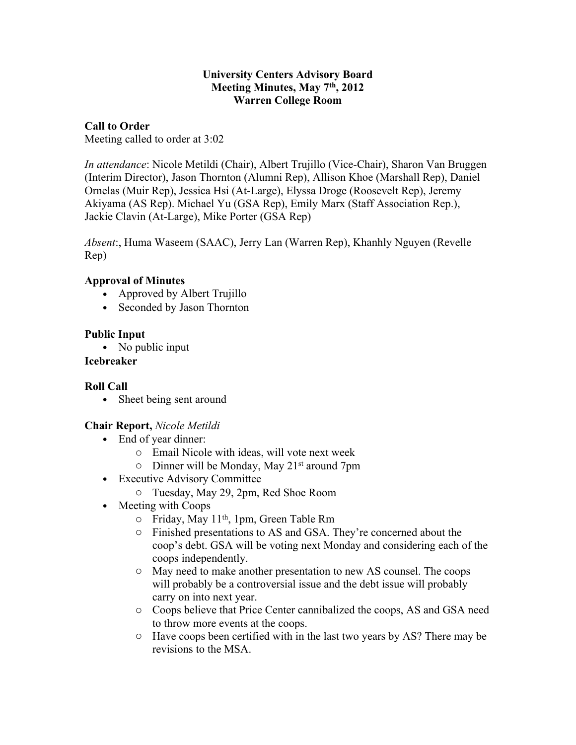**University Centers Advisory Board**
**Meeting Minutes, May 7th, 2012**
**Warren College Room**

**Call to Order**

Meeting called to order at 3:02

*In attendance*: Nicole Metildi (Chair), Albert Trujillo (Vice-Chair), Sharon Van Bruggen (Interim Director), Jason Thornton (Alumni Rep), Allison Khoe (Marshall Rep), Daniel Ornelas (Muir Rep), Jessica Hsi (At-Large), Elyssa Droge (Roosevelt Rep), Jeremy Akiyama (AS Rep). Michael Yu (GSA Rep), Emily Marx (Staff Association Rep.), Jackie Clavin (At-Large), Mike Porter (GSA Rep)

*Absent*:, Huma Waseem (SAAC), Jerry Lan (Warren Rep), Khanhly Nguyen (Revelle Rep)

**Approval of Minutes**

- Approved by Albert Trujillo
- Seconded by Jason Thornton

**Public Input**

- No public input

**Icebreaker**

**Roll Call**

- Sheet being sent around

**Chair Report,** *Nicole Metildi*

- End of year dinner:
  - Email Nicole with ideas, will vote next week
  - Dinner will be Monday, May 21st around 7pm
- Executive Advisory Committee
  - Tuesday, May 29, 2pm, Red Shoe Room
- Meeting with Coops
  - Friday, May 11th, 1pm, Green Table Rm
  - Finished presentations to AS and GSA. They're concerned about the coop's debt. GSA will be voting next Monday and considering each of the coops independently.
  - May need to make another presentation to new AS counsel. The coops will probably be a controversial issue and the debt issue will probably carry on into next year.
  - Coops believe that Price Center cannibalized the coops, AS and GSA need to throw more events at the coops.
  - Have coops been certified with in the last two years by AS? There may be revisions to the MSA.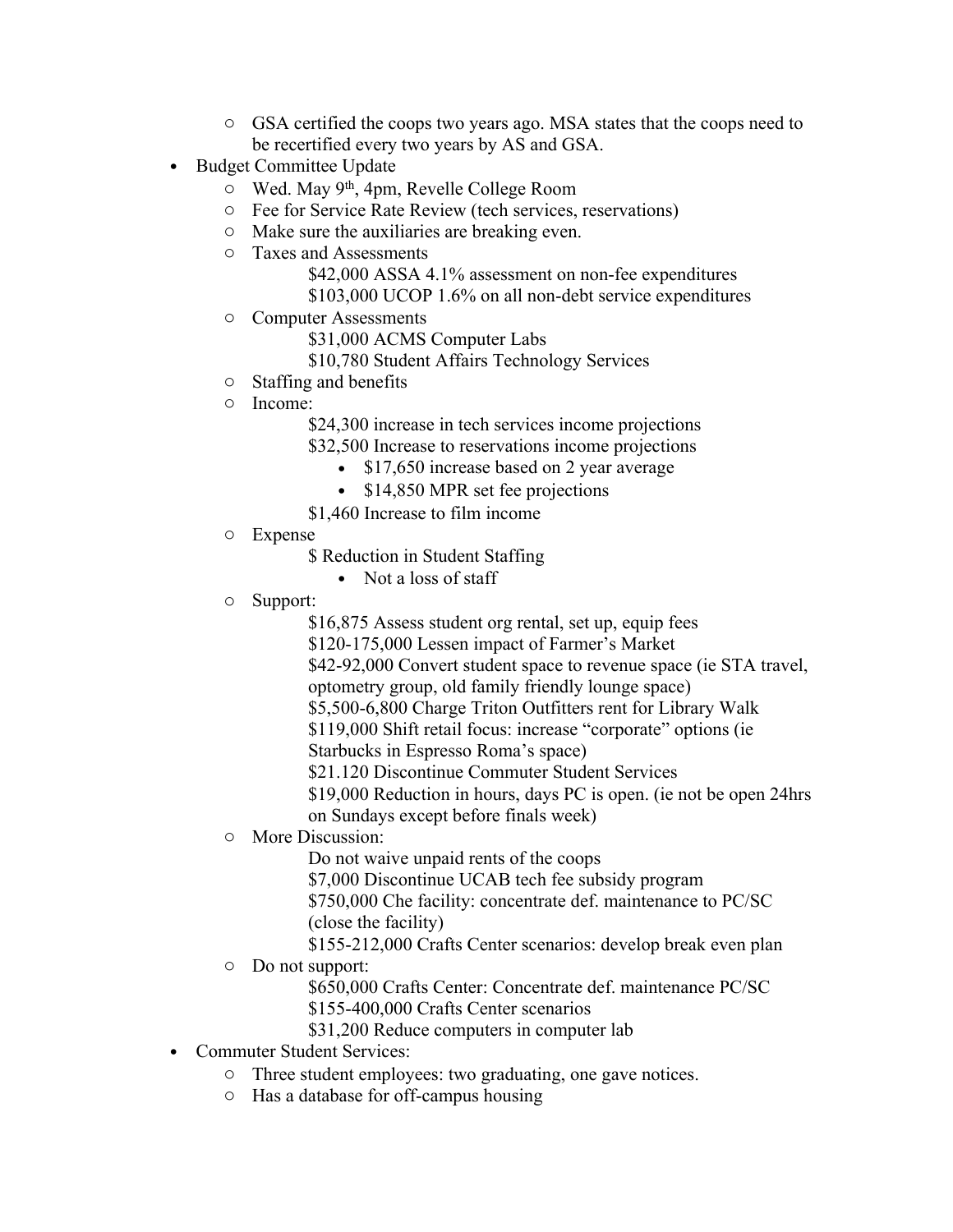- GSA certified the coops two years ago. MSA states that the coops need to be recertified every two years by AS and GSA.
- Budget Committee Update
  - Wed. May 9th, 4pm, Revelle College Room
  - Fee for Service Rate Review (tech services, reservations)
  - Make sure the auxiliaries are breaking even.
  - Taxes and Assessments

    $42,000 ASSA 4.1% assessment on non-fee expenditures

    $103,000 UCOP 1.6% on all non-debt service expenditures
  - Computer Assessments

    $31,000 ACMS Computer Labs

    $10,780 Student Affairs Technology Services
  - Staffing and benefits
  - Income:

    $24,300 increase in tech services income projections

    $32,500 Increase to reservations income projections

    - $17,650 increase based on 2 year average
    - $14,850 MPR set fee projections

    $1,460 Increase to film income
  - Expense

    $ Reduction in Student Staffing

    - Not a loss of staff
  - Support:

    $16,875 Assess student org rental, set up, equip fees

    $120-175,000 Lessen impact of Farmer's Market

    $42-92,000 Convert student space to revenue space (ie STA travel, optometry group, old family friendly lounge space)

    $5,500-6,800 Charge Triton Outfitters rent for Library Walk

    $119,000 Shift retail focus: increase "corporate" options (ie Starbucks in Espresso Roma's space)

    $21.120 Discontinue Commuter Student Services

    $19,000 Reduction in hours, days PC is open. (ie not be open 24hrs on Sundays except before finals week)
  - More Discussion:

    Do not waive unpaid rents of the coops

    $7,000 Discontinue UCAB tech fee subsidy program

    $750,000 Che facility: concentrate def. maintenance to PC/SC (close the facility)

    $155-212,000 Crafts Center scenarios: develop break even plan
  - Do not support:

    $650,000 Crafts Center: Concentrate def. maintenance PC/SC

    $155-400,000 Crafts Center scenarios

    $31,200 Reduce computers in computer lab
- Commuter Student Services:
  - Three student employees: two graduating, one gave notices.
  - Has a database for off-campus housing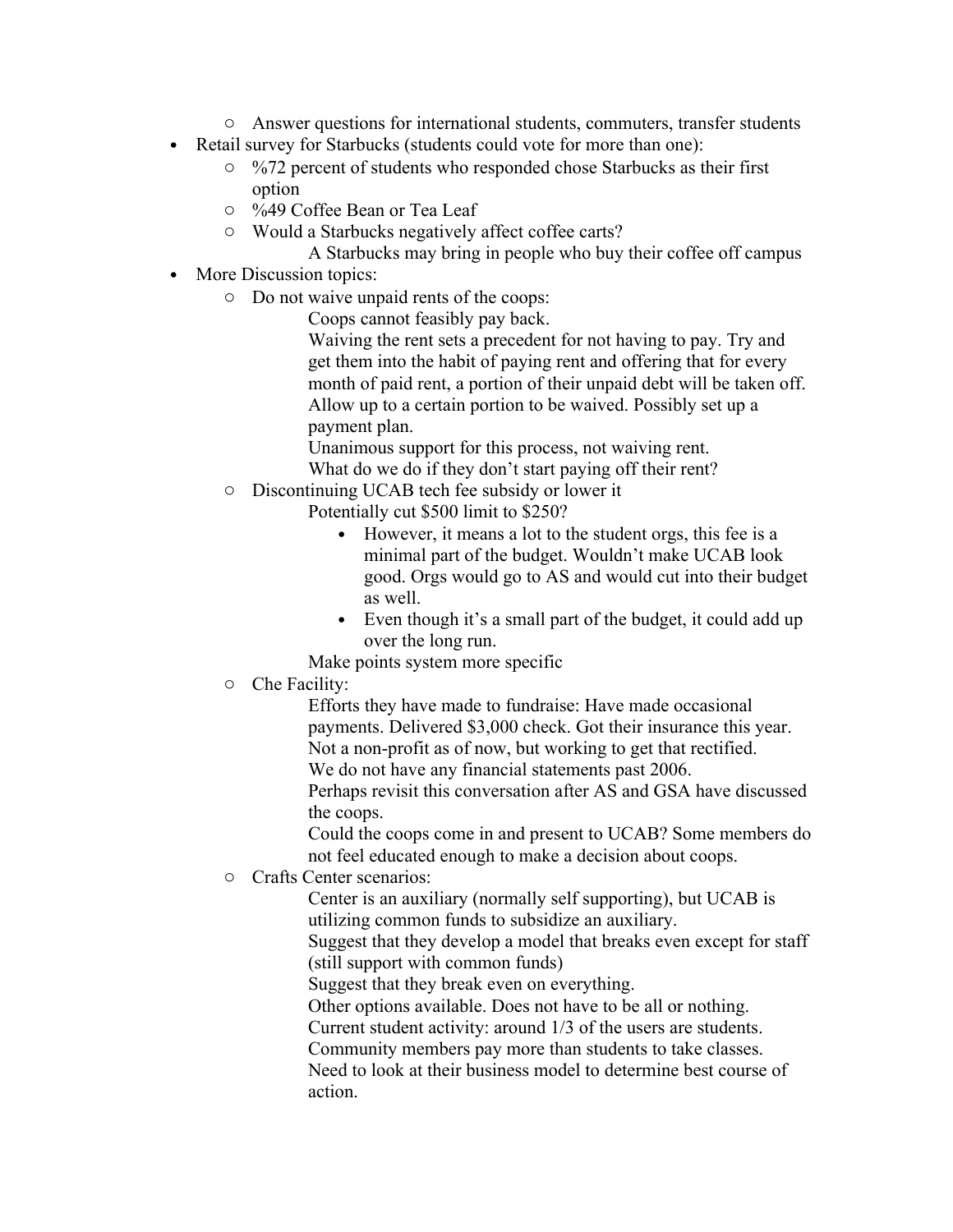- Answer questions for international students, commuters, transfer students
- Retail survey for Starbucks (students could vote for more than one):
  - %72 percent of students who responded chose Starbucks as their first option
  - %49 Coffee Bean or Tea Leaf
  - Would a Starbucks negatively affect coffee carts?

    A Starbucks may bring in people who buy their coffee off campus
- More Discussion topics:
  - Do not waive unpaid rents of the coops:

    Coops cannot feasibly pay back.

    Waiving the rent sets a precedent for not having to pay. Try and get them into the habit of paying rent and offering that for every month of paid rent, a portion of their unpaid debt will be taken off. Allow up to a certain portion to be waived. Possibly set up a payment plan.

    Unanimous support for this process, not waiving rent.

    What do we do if they don't start paying off their rent?
  - Discontinuing UCAB tech fee subsidy or lower it

    Potentially cut $500 limit to $250?

    - However, it means a lot to the student orgs, this fee is a minimal part of the budget. Wouldn't make UCAB look good. Orgs would go to AS and would cut into their budget as well.
    - Even though it's a small part of the budget, it could add up over the long run.

    Make points system more specific
  - Che Facility:

    Efforts they have made to fundraise: Have made occasional payments. Delivered $3,000 check. Got their insurance this year.

    Not a non-profit as of now, but working to get that rectified.

    We do not have any financial statements past 2006.

    Perhaps revisit this conversation after AS and GSA have discussed the coops.

    Could the coops come in and present to UCAB? Some members do not feel educated enough to make a decision about coops.
  - Crafts Center scenarios:

    Center is an auxiliary (normally self supporting), but UCAB is utilizing common funds to subsidize an auxiliary.

    Suggest that they develop a model that breaks even except for staff (still support with common funds)

    Suggest that they break even on everything.

    Other options available. Does not have to be all or nothing.

    Current student activity: around 1/3 of the users are students.

    Community members pay more than students to take classes.

    Need to look at their business model to determine best course of action.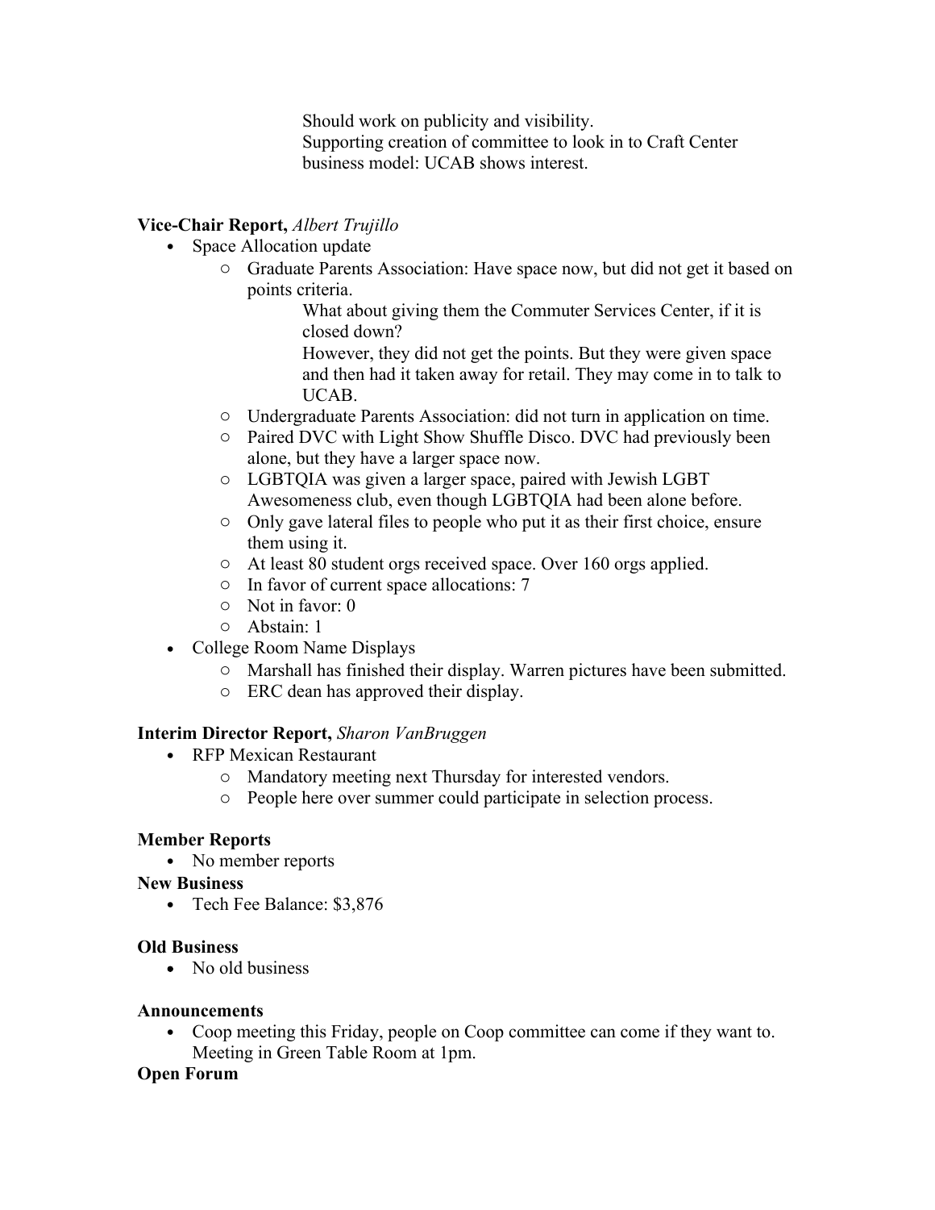Should work on publicity and visibility.
Supporting creation of committee to look in to Craft Center business model: UCAB shows interest.

**Vice-Chair Report,** *Albert Trujillo*

- Space Allocation update
  - Graduate Parents Association: Have space now, but did not get it based on points criteria.
    - What about giving them the Commuter Services Center, if it is closed down?
    - However, they did not get the points. But they were given space and then had it taken away for retail. They may come in to talk to UCAB.
  - Undergraduate Parents Association: did not turn in application on time.
  - Paired DVC with Light Show Shuffle Disco. DVC had previously been alone, but they have a larger space now.
  - LGBTQIA was given a larger space, paired with Jewish LGBT Awesomeness club, even though LGBTQIA had been alone before.
  - Only gave lateral files to people who put it as their first choice, ensure them using it.
  - At least 80 student orgs received space. Over 160 orgs applied.
  - In favor of current space allocations: 7
  - Not in favor: 0
  - Abstain: 1
- College Room Name Displays
  - Marshall has finished their display. Warren pictures have been submitted.
  - ERC dean has approved their display.

**Interim Director Report,** *Sharon VanBruggen*

- RFP Mexican Restaurant
  - Mandatory meeting next Thursday for interested vendors.
  - People here over summer could participate in selection process.

**Member Reports**

- No member reports

**New Business**

- Tech Fee Balance: $3,876

**Old Business**

- No old business

**Announcements**

- Coop meeting this Friday, people on Coop committee can come if they want to. Meeting in Green Table Room at 1pm.

**Open Forum**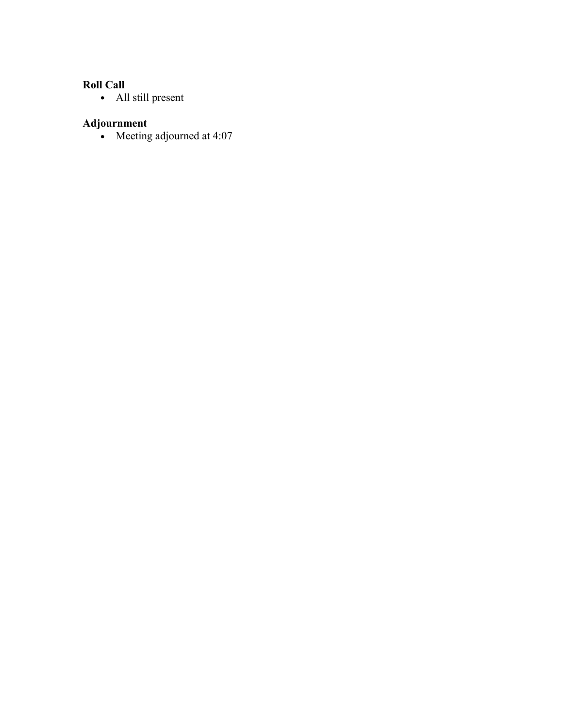**Roll Call**

- All still present

**Adjournment**

- Meeting adjourned at 4:07